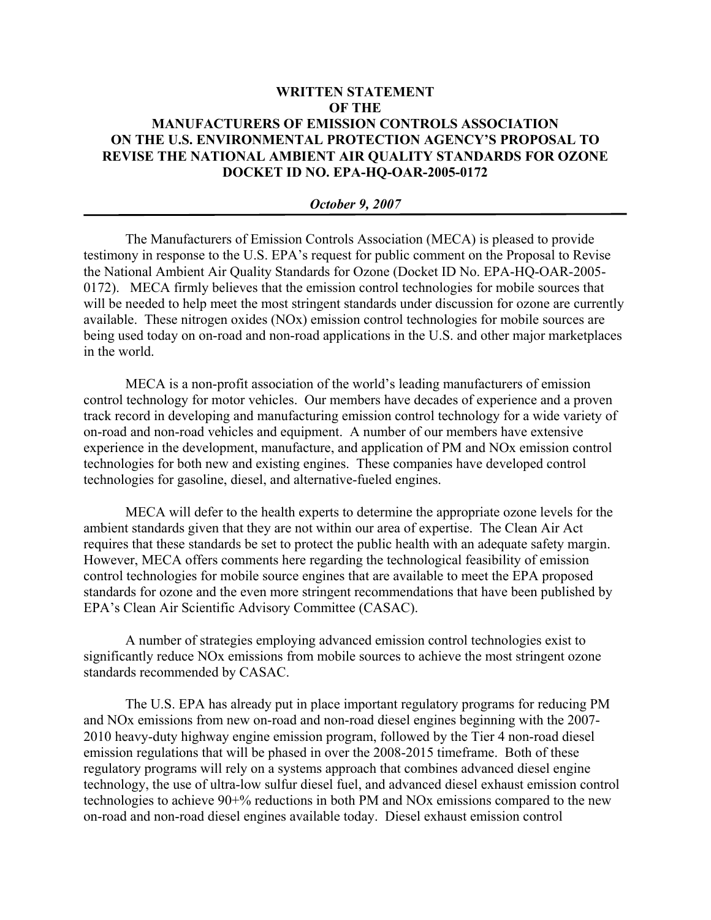**WRITTEN STATEMENT**
**OF THE**
**MANUFACTURERS OF EMISSION CONTROLS ASSOCIATION**
**ON THE U.S. ENVIRONMENTAL PROTECTION AGENCY'S PROPOSAL TO REVISE THE NATIONAL AMBIENT AIR QUALITY STANDARDS FOR OZONE**
**DOCKET ID NO. EPA-HQ-OAR-2005-0172**

***October 9, 2007***

---

The Manufacturers of Emission Controls Association (MECA) is pleased to provide testimony in response to the U.S. EPA's request for public comment on the Proposal to Revise the National Ambient Air Quality Standards for Ozone (Docket ID No. EPA-HQ-OAR-2005-0172). MECA firmly believes that the emission control technologies for mobile sources that will be needed to help meet the most stringent standards under discussion for ozone are currently available. These nitrogen oxides (NOx) emission control technologies for mobile sources are being used today on on-road and non-road applications in the U.S. and other major marketplaces in the world.

MECA is a non-profit association of the world's leading manufacturers of emission control technology for motor vehicles. Our members have decades of experience and a proven track record in developing and manufacturing emission control technology for a wide variety of on-road and non-road vehicles and equipment. A number of our members have extensive experience in the development, manufacture, and application of PM and NOx emission control technologies for both new and existing engines. These companies have developed control technologies for gasoline, diesel, and alternative-fueled engines.

MECA will defer to the health experts to determine the appropriate ozone levels for the ambient standards given that they are not within our area of expertise. The Clean Air Act requires that these standards be set to protect the public health with an adequate safety margin. However, MECA offers comments here regarding the technological feasibility of emission control technologies for mobile source engines that are available to meet the EPA proposed standards for ozone and the even more stringent recommendations that have been published by EPA's Clean Air Scientific Advisory Committee (CASAC).

A number of strategies employing advanced emission control technologies exist to significantly reduce NOx emissions from mobile sources to achieve the most stringent ozone standards recommended by CASAC.

The U.S. EPA has already put in place important regulatory programs for reducing PM and NOx emissions from new on-road and non-road diesel engines beginning with the 2007-2010 heavy-duty highway engine emission program, followed by the Tier 4 non-road diesel emission regulations that will be phased in over the 2008-2015 timeframe. Both of these regulatory programs will rely on a systems approach that combines advanced diesel engine technology, the use of ultra-low sulfur diesel fuel, and advanced diesel exhaust emission control technologies to achieve 90+% reductions in both PM and NOx emissions compared to the new on-road and non-road diesel engines available today. Diesel exhaust emission control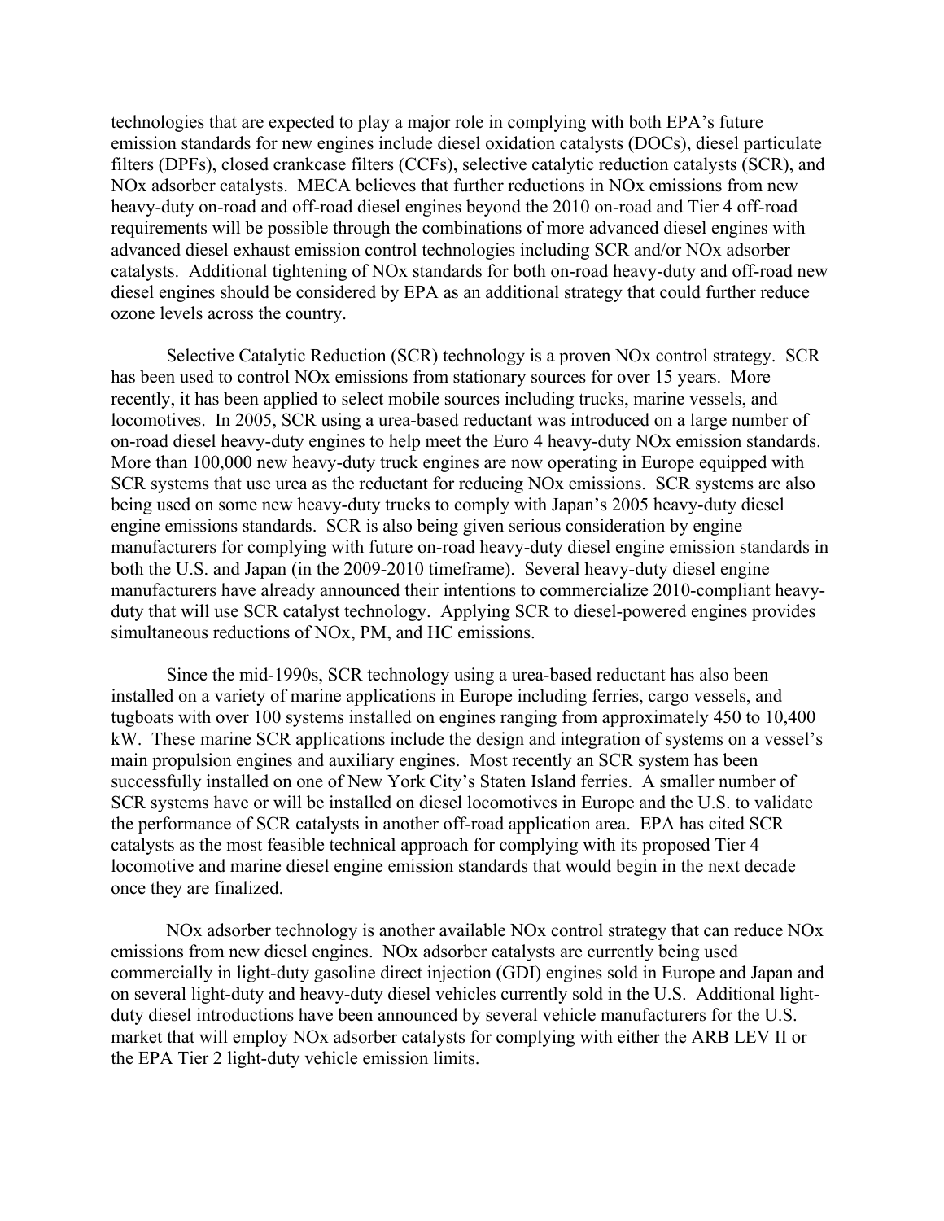technologies that are expected to play a major role in complying with both EPA's future emission standards for new engines include diesel oxidation catalysts (DOCs), diesel particulate filters (DPFs), closed crankcase filters (CCFs), selective catalytic reduction catalysts (SCR), and NOx adsorber catalysts. MECA believes that further reductions in NOx emissions from new heavy-duty on-road and off-road diesel engines beyond the 2010 on-road and Tier 4 off-road requirements will be possible through the combinations of more advanced diesel engines with advanced diesel exhaust emission control technologies including SCR and/or NOx adsorber catalysts. Additional tightening of NOx standards for both on-road heavy-duty and off-road new diesel engines should be considered by EPA as an additional strategy that could further reduce ozone levels across the country.

Selective Catalytic Reduction (SCR) technology is a proven NOx control strategy. SCR has been used to control NOx emissions from stationary sources for over 15 years. More recently, it has been applied to select mobile sources including trucks, marine vessels, and locomotives. In 2005, SCR using a urea-based reductant was introduced on a large number of on-road diesel heavy-duty engines to help meet the Euro 4 heavy-duty NOx emission standards. More than 100,000 new heavy-duty truck engines are now operating in Europe equipped with SCR systems that use urea as the reductant for reducing NOx emissions. SCR systems are also being used on some new heavy-duty trucks to comply with Japan's 2005 heavy-duty diesel engine emissions standards. SCR is also being given serious consideration by engine manufacturers for complying with future on-road heavy-duty diesel engine emission standards in both the U.S. and Japan (in the 2009-2010 timeframe). Several heavy-duty diesel engine manufacturers have already announced their intentions to commercialize 2010-compliant heavy-duty that will use SCR catalyst technology. Applying SCR to diesel-powered engines provides simultaneous reductions of NOx, PM, and HC emissions.

Since the mid-1990s, SCR technology using a urea-based reductant has also been installed on a variety of marine applications in Europe including ferries, cargo vessels, and tugboats with over 100 systems installed on engines ranging from approximately 450 to 10,400 kW. These marine SCR applications include the design and integration of systems on a vessel's main propulsion engines and auxiliary engines. Most recently an SCR system has been successfully installed on one of New York City's Staten Island ferries. A smaller number of SCR systems have or will be installed on diesel locomotives in Europe and the U.S. to validate the performance of SCR catalysts in another off-road application area. EPA has cited SCR catalysts as the most feasible technical approach for complying with its proposed Tier 4 locomotive and marine diesel engine emission standards that would begin in the next decade once they are finalized.

NOx adsorber technology is another available NOx control strategy that can reduce NOx emissions from new diesel engines. NOx adsorber catalysts are currently being used commercially in light-duty gasoline direct injection (GDI) engines sold in Europe and Japan and on several light-duty and heavy-duty diesel vehicles currently sold in the U.S. Additional light-duty diesel introductions have been announced by several vehicle manufacturers for the U.S. market that will employ NOx adsorber catalysts for complying with either the ARB LEV II or the EPA Tier 2 light-duty vehicle emission limits.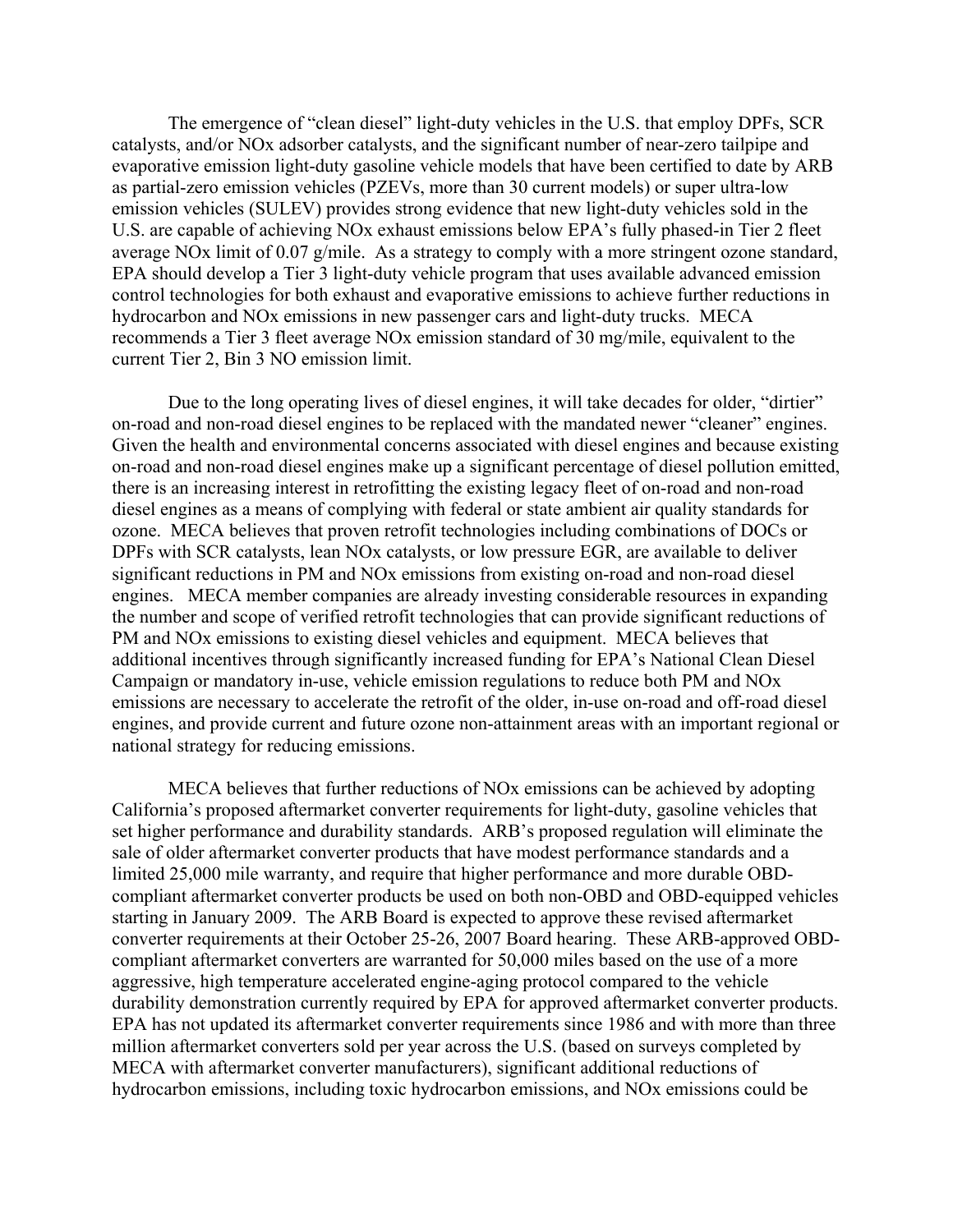The emergence of "clean diesel" light-duty vehicles in the U.S. that employ DPFs, SCR catalysts, and/or NOx adsorber catalysts, and the significant number of near-zero tailpipe and evaporative emission light-duty gasoline vehicle models that have been certified to date by ARB as partial-zero emission vehicles (PZEVs, more than 30 current models) or super ultra-low emission vehicles (SULEV) provides strong evidence that new light-duty vehicles sold in the U.S. are capable of achieving NOx exhaust emissions below EPA's fully phased-in Tier 2 fleet average NOx limit of 0.07 g/mile. As a strategy to comply with a more stringent ozone standard, EPA should develop a Tier 3 light-duty vehicle program that uses available advanced emission control technologies for both exhaust and evaporative emissions to achieve further reductions in hydrocarbon and NOx emissions in new passenger cars and light-duty trucks. MECA recommends a Tier 3 fleet average NOx emission standard of 30 mg/mile, equivalent to the current Tier 2, Bin 3 NO emission limit.

Due to the long operating lives of diesel engines, it will take decades for older, "dirtier" on-road and non-road diesel engines to be replaced with the mandated newer "cleaner" engines. Given the health and environmental concerns associated with diesel engines and because existing on-road and non-road diesel engines make up a significant percentage of diesel pollution emitted, there is an increasing interest in retrofitting the existing legacy fleet of on-road and non-road diesel engines as a means of complying with federal or state ambient air quality standards for ozone. MECA believes that proven retrofit technologies including combinations of DOCs or DPFs with SCR catalysts, lean NOx catalysts, or low pressure EGR, are available to deliver significant reductions in PM and NOx emissions from existing on-road and non-road diesel engines. MECA member companies are already investing considerable resources in expanding the number and scope of verified retrofit technologies that can provide significant reductions of PM and NOx emissions to existing diesel vehicles and equipment. MECA believes that additional incentives through significantly increased funding for EPA's National Clean Diesel Campaign or mandatory in-use, vehicle emission regulations to reduce both PM and NOx emissions are necessary to accelerate the retrofit of the older, in-use on-road and off-road diesel engines, and provide current and future ozone non-attainment areas with an important regional or national strategy for reducing emissions.

MECA believes that further reductions of NOx emissions can be achieved by adopting California's proposed aftermarket converter requirements for light-duty, gasoline vehicles that set higher performance and durability standards. ARB's proposed regulation will eliminate the sale of older aftermarket converter products that have modest performance standards and a limited 25,000 mile warranty, and require that higher performance and more durable OBD-compliant aftermarket converter products be used on both non-OBD and OBD-equipped vehicles starting in January 2009. The ARB Board is expected to approve these revised aftermarket converter requirements at their October 25-26, 2007 Board hearing. These ARB-approved OBD-compliant aftermarket converters are warranted for 50,000 miles based on the use of a more aggressive, high temperature accelerated engine-aging protocol compared to the vehicle durability demonstration currently required by EPA for approved aftermarket converter products. EPA has not updated its aftermarket converter requirements since 1986 and with more than three million aftermarket converters sold per year across the U.S. (based on surveys completed by MECA with aftermarket converter manufacturers), significant additional reductions of hydrocarbon emissions, including toxic hydrocarbon emissions, and NOx emissions could be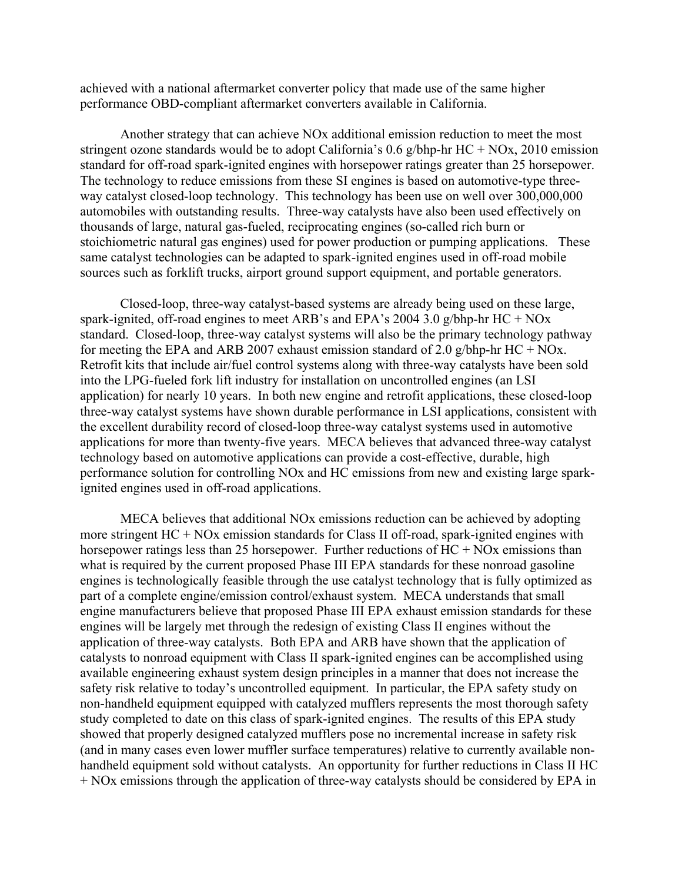achieved with a national aftermarket converter policy that made use of the same higher performance OBD-compliant aftermarket converters available in California.

Another strategy that can achieve NOx additional emission reduction to meet the most stringent ozone standards would be to adopt California's 0.6 g/bhp-hr HC + NOx, 2010 emission standard for off-road spark-ignited engines with horsepower ratings greater than 25 horsepower. The technology to reduce emissions from these SI engines is based on automotive-type three-way catalyst closed-loop technology. This technology has been use on well over 300,000,000 automobiles with outstanding results. Three-way catalysts have also been used effectively on thousands of large, natural gas-fueled, reciprocating engines (so-called rich burn or stoichiometric natural gas engines) used for power production or pumping applications. These same catalyst technologies can be adapted to spark-ignited engines used in off-road mobile sources such as forklift trucks, airport ground support equipment, and portable generators.

Closed-loop, three-way catalyst-based systems are already being used on these large, spark-ignited, off-road engines to meet ARB's and EPA's 2004 3.0 g/bhp-hr HC + NOx standard. Closed-loop, three-way catalyst systems will also be the primary technology pathway for meeting the EPA and ARB 2007 exhaust emission standard of 2.0 g/bhp-hr HC + NOx. Retrofit kits that include air/fuel control systems along with three-way catalysts have been sold into the LPG-fueled fork lift industry for installation on uncontrolled engines (an LSI application) for nearly 10 years. In both new engine and retrofit applications, these closed-loop three-way catalyst systems have shown durable performance in LSI applications, consistent with the excellent durability record of closed-loop three-way catalyst systems used in automotive applications for more than twenty-five years. MECA believes that advanced three-way catalyst technology based on automotive applications can provide a cost-effective, durable, high performance solution for controlling NOx and HC emissions from new and existing large spark-ignited engines used in off-road applications.

MECA believes that additional NOx emissions reduction can be achieved by adopting more stringent HC + NOx emission standards for Class II off-road, spark-ignited engines with horsepower ratings less than 25 horsepower. Further reductions of HC + NOx emissions than what is required by the current proposed Phase III EPA standards for these nonroad gasoline engines is technologically feasible through the use catalyst technology that is fully optimized as part of a complete engine/emission control/exhaust system. MECA understands that small engine manufacturers believe that proposed Phase III EPA exhaust emission standards for these engines will be largely met through the redesign of existing Class II engines without the application of three-way catalysts. Both EPA and ARB have shown that the application of catalysts to nonroad equipment with Class II spark-ignited engines can be accomplished using available engineering exhaust system design principles in a manner that does not increase the safety risk relative to today's uncontrolled equipment. In particular, the EPA safety study on non-handheld equipment equipped with catalyzed mufflers represents the most thorough safety study completed to date on this class of spark-ignited engines. The results of this EPA study showed that properly designed catalyzed mufflers pose no incremental increase in safety risk (and in many cases even lower muffler surface temperatures) relative to currently available non-handheld equipment sold without catalysts. An opportunity for further reductions in Class II HC + NOx emissions through the application of three-way catalysts should be considered by EPA in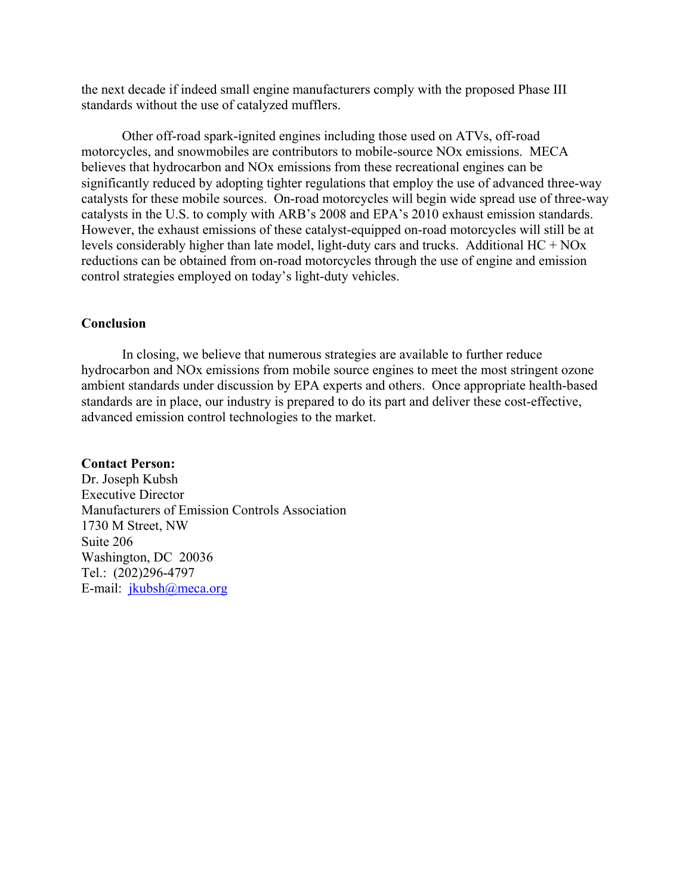the next decade if indeed small engine manufacturers comply with the proposed Phase III standards without the use of catalyzed mufflers.

Other off-road spark-ignited engines including those used on ATVs, off-road motorcycles, and snowmobiles are contributors to mobile-source NOx emissions. MECA believes that hydrocarbon and NOx emissions from these recreational engines can be significantly reduced by adopting tighter regulations that employ the use of advanced three-way catalysts for these mobile sources. On-road motorcycles will begin wide spread use of three-way catalysts in the U.S. to comply with ARB's 2008 and EPA's 2010 exhaust emission standards. However, the exhaust emissions of these catalyst-equipped on-road motorcycles will still be at levels considerably higher than late model, light-duty cars and trucks. Additional HC + NOx reductions can be obtained from on-road motorcycles through the use of engine and emission control strategies employed on today's light-duty vehicles.

**Conclusion**

In closing, we believe that numerous strategies are available to further reduce hydrocarbon and NOx emissions from mobile source engines to meet the most stringent ozone ambient standards under discussion by EPA experts and others. Once appropriate health-based standards are in place, our industry is prepared to do its part and deliver these cost-effective, advanced emission control technologies to the market.

**Contact Person:**  
Dr. Joseph Kubsh  
Executive Director  
Manufacturers of Emission Controls Association  
1730 M Street, NW  
Suite 206  
Washington, DC 20036  
Tel.: (202)296-4797  
E-mail: jkubsh@meca.org